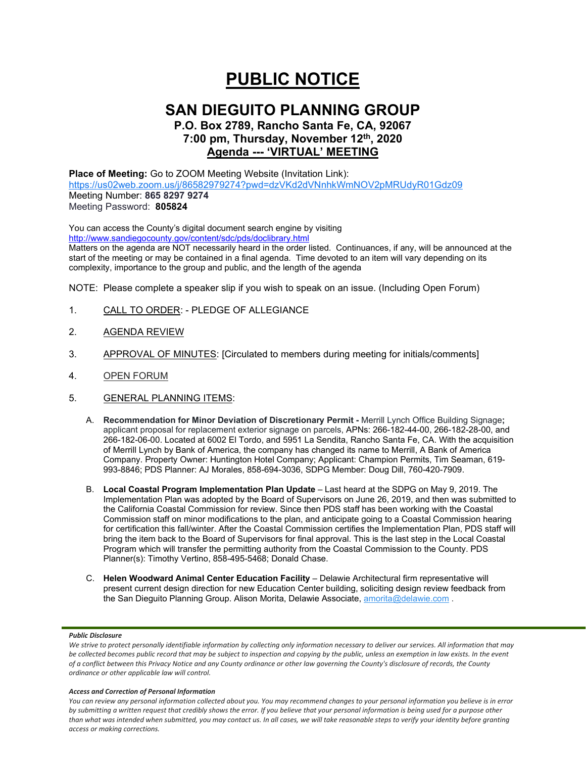# PUBLIC NOTICE

## SAN DIEGUITO PLANNING GROUP

### P.O. Box 2789, Rancho Santa Fe, CA, 92067
### 7:00 pm, Thursday, November 12th, 2020
### Agenda --- 'VIRTUAL' MEETING

**Place of Meeting:** Go to ZOOM Meeting Website (Invitation Link):
https://us02web.zoom.us/j/86582979274?pwd=dzVKd2dVNnhkWmNOV2pMRUdyR01Gdz09
Meeting Number: **865 8297 9274**
Meeting Password: **805824**

You can access the County's digital document search engine by visiting
http://www.sandiegocounty.gov/content/sdc/pds/doclibrary.html
Matters on the agenda are NOT necessarily heard in the order listed. Continuances, if any, will be announced at the start of the meeting or may be contained in a final agenda. Time devoted to an item will vary depending on its complexity, importance to the group and public, and the length of the agenda

NOTE: Please complete a speaker slip if you wish to speak on an issue. (Including Open Forum)

1. CALL TO ORDER: - PLEDGE OF ALLEGIANCE

2. AGENDA REVIEW

3. APPROVAL OF MINUTES: [Circulated to members during meeting for initials/comments]

4. OPEN FORUM

5. GENERAL PLANNING ITEMS:

   A. **Recommendation for Minor Deviation of Discretionary Permit -** Merrill Lynch Office Building Signage**;** applicant proposal for replacement exterior signage on parcels, APNs: 266-182-44-00, 266-182-28-00, and 266-182-06-00. Located at 6002 El Tordo, and 5951 La Sendita, Rancho Santa Fe, CA. With the acquisition of Merrill Lynch by Bank of America, the company has changed its name to Merrill, A Bank of America Company. Property Owner: Huntington Hotel Company; Applicant: Champion Permits, Tim Seaman, 619-993-8846; PDS Planner: AJ Morales, 858-694-3036, SDPG Member: Doug Dill, 760-420-7909.

   B. **Local Coastal Program Implementation Plan Update** – Last heard at the SDPG on May 9, 2019. The Implementation Plan was adopted by the Board of Supervisors on June 26, 2019, and then was submitted to the California Coastal Commission for review. Since then PDS staff has been working with the Coastal Commission staff on minor modifications to the plan, and anticipate going to a Coastal Commission hearing for certification this fall/winter. After the Coastal Commission certifies the Implementation Plan, PDS staff will bring the item back to the Board of Supervisors for final approval. This is the last step in the Local Coastal Program which will transfer the permitting authority from the Coastal Commission to the County. PDS Planner(s): Timothy Vertino, 858-495-5468; Donald Chase.

   C. **Helen Woodward Animal Center Education Facility** – Delawie Architectural firm representative will present current design direction for new Education Center building, soliciting design review feedback from the San Dieguito Planning Group. Alison Morita, Delawie Associate, amorita@delawie.com .

***Public Disclosure***

*We strive to protect personally identifiable information by collecting only information necessary to deliver our services. All information that may be collected becomes public record that may be subject to inspection and copying by the public, unless an exemption in law exists. In the event of a conflict between this Privacy Notice and any County ordinance or other law governing the County's disclosure of records, the County ordinance or other applicable law will control.*

***Access and Correction of Personal Information***

*You can review any personal information collected about you. You may recommend changes to your personal information you believe is in error by submitting a written request that credibly shows the error. If you believe that your personal information is being used for a purpose other than what was intended when submitted, you may contact us. In all cases, we will take reasonable steps to verify your identity before granting access or making corrections.*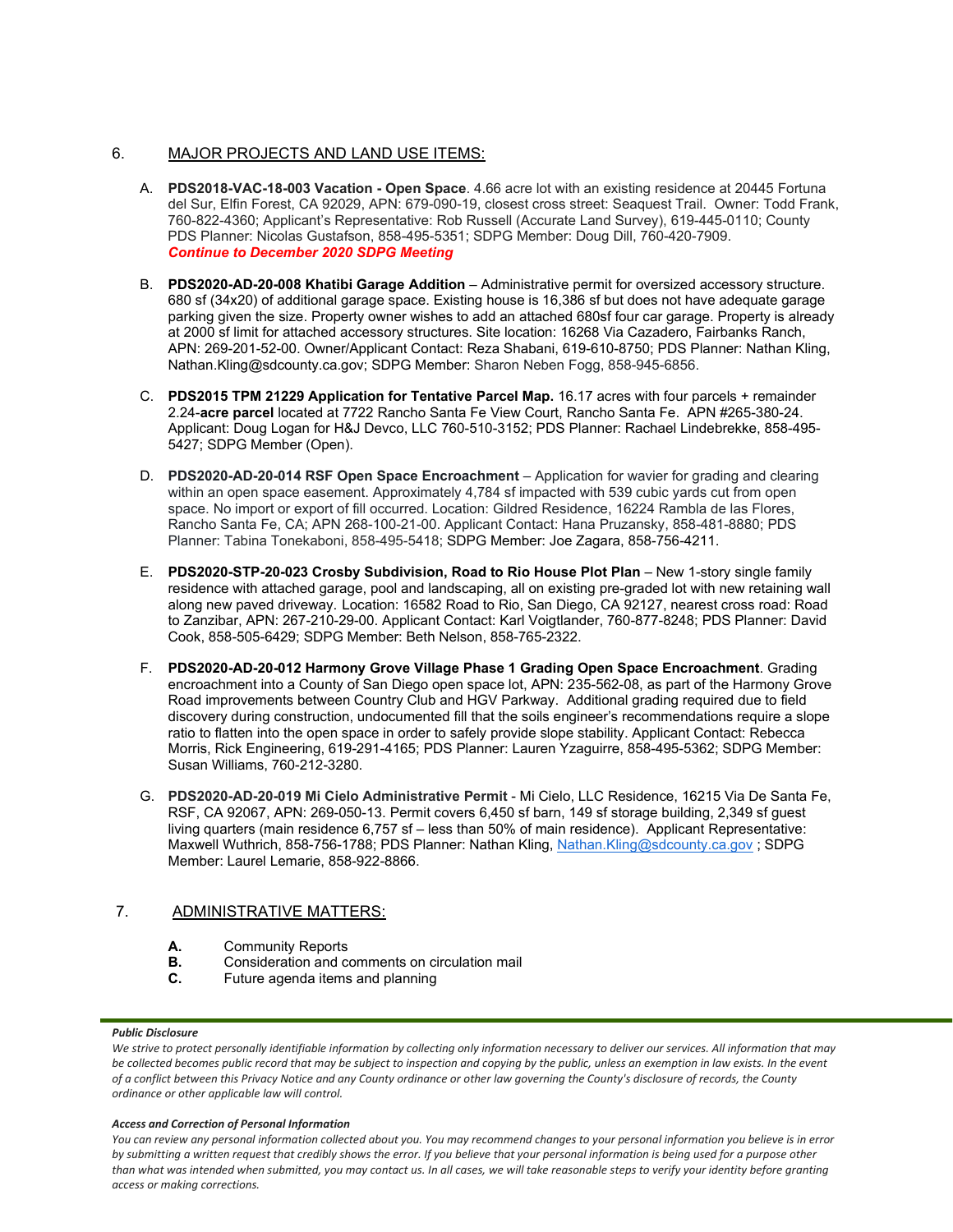## 6. MAJOR PROJECTS AND LAND USE ITEMS:

A. **PDS2018-VAC-18-003 Vacation - Open Space**. 4.66 acre lot with an existing residence at 20445 Fortuna del Sur, Elfin Forest, CA 92029, APN: 679-090-19, closest cross street: Seaquest Trail. Owner: Todd Frank, 760-822-4360; Applicant's Representative: Rob Russell (Accurate Land Survey), 619-445-0110; County PDS Planner: Nicolas Gustafson, 858-495-5351; SDPG Member: Doug Dill, 760-420-7909.
***Continue to December 2020 SDPG Meeting***

B. **PDS2020-AD-20-008 Khatibi Garage Addition** – Administrative permit for oversized accessory structure. 680 sf (34x20) of additional garage space. Existing house is 16,386 sf but does not have adequate garage parking given the size. Property owner wishes to add an attached 680sf four car garage. Property is already at 2000 sf limit for attached accessory structures. Site location: 16268 Via Cazadero, Fairbanks Ranch, APN: 269-201-52-00. Owner/Applicant Contact: Reza Shabani, 619-610-8750; PDS Planner: Nathan Kling, Nathan.Kling@sdcounty.ca.gov; SDPG Member: Sharon Neben Fogg, 858-945-6856.

C. **PDS2015 TPM 21229 Application for Tentative Parcel Map.** 16.17 acres with four parcels + remainder 2.24-**acre parcel** located at 7722 Rancho Santa Fe View Court, Rancho Santa Fe. APN #265-380-24. Applicant: Doug Logan for H&J Devco, LLC 760-510-3152; PDS Planner: Rachael Lindebrekke, 858-495-5427; SDPG Member (Open).

D. **PDS2020-AD-20-014 RSF Open Space Encroachment** – Application for wavier for grading and clearing within an open space easement. Approximately 4,784 sf impacted with 539 cubic yards cut from open space. No import or export of fill occurred. Location: Gildred Residence, 16224 Rambla de las Flores, Rancho Santa Fe, CA; APN 268-100-21-00. Applicant Contact: Hana Pruzansky, 858-481-8880; PDS Planner: Tabina Tonekaboni, 858-495-5418; SDPG Member: Joe Zagara, 858-756-4211.

E. **PDS2020-STP-20-023 Crosby Subdivision, Road to Rio House Plot Plan** – New 1-story single family residence with attached garage, pool and landscaping, all on existing pre-graded lot with new retaining wall along new paved driveway. Location: 16582 Road to Rio, San Diego, CA 92127, nearest cross road: Road to Zanzibar, APN: 267-210-29-00. Applicant Contact: Karl Voigtlander, 760-877-8248; PDS Planner: David Cook, 858-505-6429; SDPG Member: Beth Nelson, 858-765-2322.

F. **PDS2020-AD-20-012 Harmony Grove Village Phase 1 Grading Open Space Encroachment**. Grading encroachment into a County of San Diego open space lot, APN: 235-562-08, as part of the Harmony Grove Road improvements between Country Club and HGV Parkway. Additional grading required due to field discovery during construction, undocumented fill that the soils engineer's recommendations require a slope ratio to flatten into the open space in order to safely provide slope stability. Applicant Contact: Rebecca Morris, Rick Engineering, 619-291-4165; PDS Planner: Lauren Yzaguirre, 858-495-5362; SDPG Member: Susan Williams, 760-212-3280.

G. **PDS2020-AD-20-019 Mi Cielo Administrative Permit** - Mi Cielo, LLC Residence, 16215 Via De Santa Fe, RSF, CA 92067, APN: 269-050-13. Permit covers 6,450 sf barn, 149 sf storage building, 2,349 sf guest living quarters (main residence 6,757 sf – less than 50% of main residence). Applicant Representative: Maxwell Wuthrich, 858-756-1788; PDS Planner: Nathan Kling, Nathan.Kling@sdcounty.ca.gov ; SDPG Member: Laurel Lemarie, 858-922-8866.

## 7. ADMINISTRATIVE MATTERS:

**A.** Community Reports
**B.** Consideration and comments on circulation mail
**C.** Future agenda items and planning

***Public Disclosure***

*We strive to protect personally identifiable information by collecting only information necessary to deliver our services. All information that may be collected becomes public record that may be subject to inspection and copying by the public, unless an exemption in law exists. In the event of a conflict between this Privacy Notice and any County ordinance or other law governing the County's disclosure of records, the County ordinance or other applicable law will control.*

***Access and Correction of Personal Information***

*You can review any personal information collected about you. You may recommend changes to your personal information you believe is in error by submitting a written request that credibly shows the error. If you believe that your personal information is being used for a purpose other than what was intended when submitted, you may contact us. In all cases, we will take reasonable steps to verify your identity before granting access or making corrections.*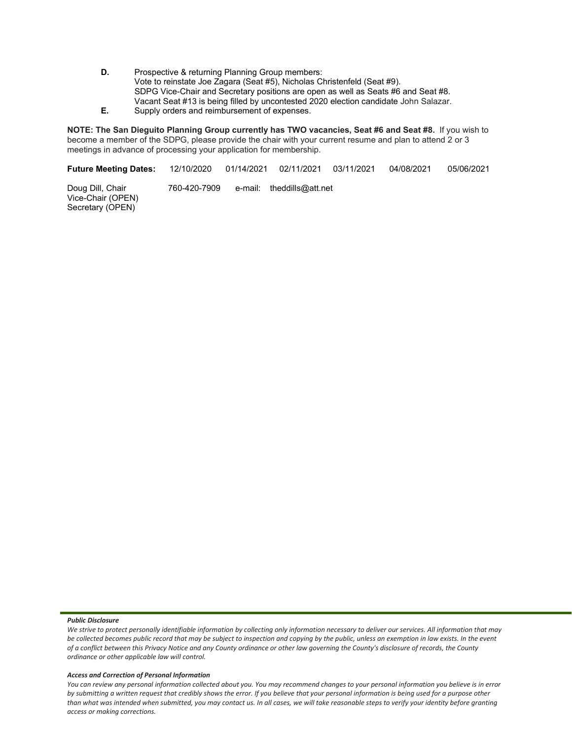**D.** Prospective & returning Planning Group members:
Vote to reinstate Joe Zagara (Seat #5), Nicholas Christenfeld (Seat #9).
SDPG Vice-Chair and Secretary positions are open as well as Seats #6 and Seat #8.
Vacant Seat #13 is being filled by uncontested 2020 election candidate John Salazar.

**E.** Supply orders and reimbursement of expenses.

**NOTE: The San Dieguito Planning Group currently has TWO vacancies, Seat #6 and Seat #8.** If you wish to become a member of the SDPG, please provide the chair with your current resume and plan to attend 2 or 3 meetings in advance of processing your application for membership.

**Future Meeting Dates:** 12/10/2020 01/14/2021 02/11/2021 03/11/2021 04/08/2021 05/06/2021

Doug Dill, Chair 760-420-7909 e-mail: theddills@att.net
Vice-Chair (OPEN)
Secretary (OPEN)

***Public Disclosure***

*We strive to protect personally identifiable information by collecting only information necessary to deliver our services. All information that may be collected becomes public record that may be subject to inspection and copying by the public, unless an exemption in law exists. In the event of a conflict between this Privacy Notice and any County ordinance or other law governing the County's disclosure of records, the County ordinance or other applicable law will control.*

***Access and Correction of Personal Information***

*You can review any personal information collected about you. You may recommend changes to your personal information you believe is in error by submitting a written request that credibly shows the error. If you believe that your personal information is being used for a purpose other than what was intended when submitted, you may contact us. In all cases, we will take reasonable steps to verify your identity before granting access or making corrections.*